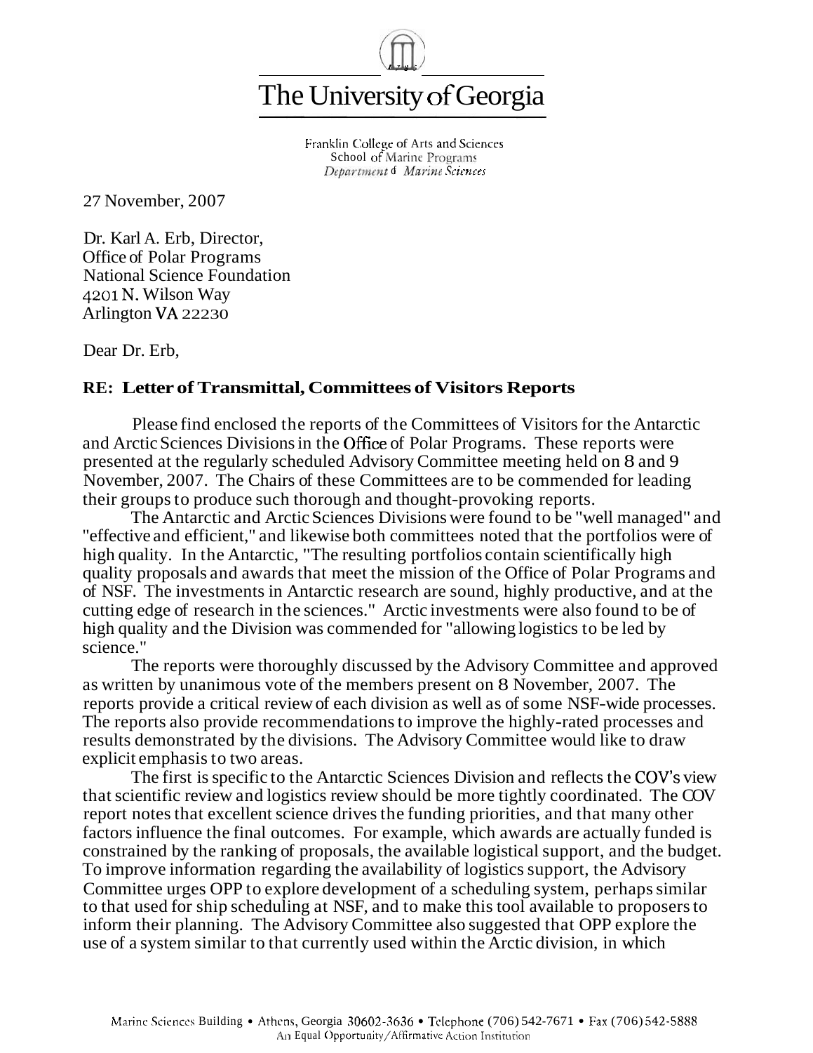# The University of Georgia

Franklin College of Arts and Sciences
School of Marine Programs
*Department of Marine Sciences*

27 November, 2007

Dr. Karl A. Erb, Director,
Office of Polar Programs
National Science Foundation
4201 N. Wilson Way
Arlington VA 22230

Dear Dr. Erb,

**RE: Letter of Transmittal, Committees of Visitors Reports**

Please find enclosed the reports of the Committees of Visitors for the Antarctic and Arctic Sciences Divisions in the Office of Polar Programs. These reports were presented at the regularly scheduled Advisory Committee meeting held on 8 and 9 November, 2007. The Chairs of these Committees are to be commended for leading their groups to produce such thorough and thought-provoking reports.

The Antarctic and Arctic Sciences Divisions were found to be "well managed" and "effective and efficient," and likewise both committees noted that the portfolios were of high quality. In the Antarctic, "The resulting portfolios contain scientifically high quality proposals and awards that meet the mission of the Office of Polar Programs and of NSF. The investments in Antarctic research are sound, highly productive, and at the cutting edge of research in the sciences." Arctic investments were also found to be of high quality and the Division was commended for "allowing logistics to be led by science."

The reports were thoroughly discussed by the Advisory Committee and approved as written by unanimous vote of the members present on 8 November, 2007. The reports provide a critical review of each division as well as of some NSF-wide processes. The reports also provide recommendations to improve the highly-rated processes and results demonstrated by the divisions. The Advisory Committee would like to draw explicit emphasis to two areas.

The first is specific to the Antarctic Sciences Division and reflects the COV's view that scientific review and logistics review should be more tightly coordinated. The COV report notes that excellent science drives the funding priorities, and that many other factors influence the final outcomes. For example, which awards are actually funded is constrained by the ranking of proposals, the available logistical support, and the budget. To improve information regarding the availability of logistics support, the Advisory Committee urges OPP to explore development of a scheduling system, perhaps similar to that used for ship scheduling at NSF, and to make this tool available to proposers to inform their planning. The Advisory Committee also suggested that OPP explore the use of a system similar to that currently used within the Arctic division, in which

Marine Sciences Building • Athens, Georgia 30602-3636 • Telephone (706) 542-7671 • Fax (706) 542-5888
An Equal Opportunity/Affirmative Action Institution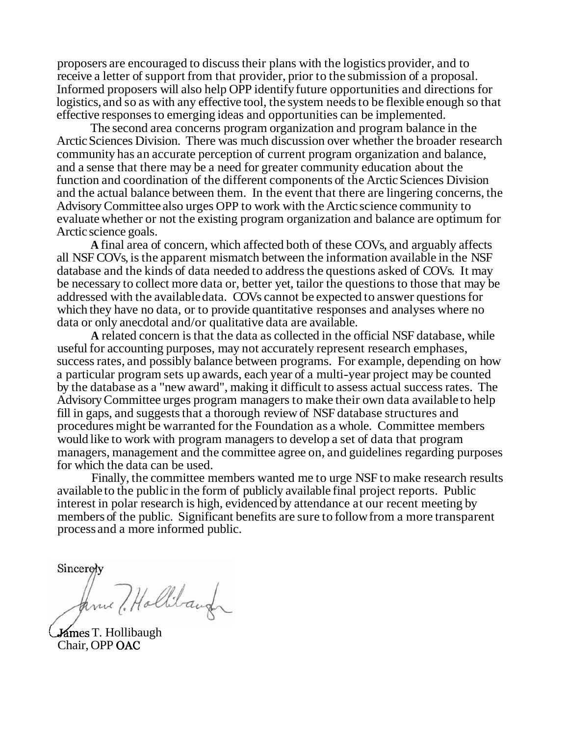proposers are encouraged to discuss their plans with the logistics provider, and to receive a letter of support from that provider, prior to the submission of a proposal. Informed proposers will also help OPP identify future opportunities and directions for logistics, and so as with any effective tool, the system needs to be flexible enough so that effective responses to emerging ideas and opportunities can be implemented.

The second area concerns program organization and program balance in the Arctic Sciences Division. There was much discussion over whether the broader research community has an accurate perception of current program organization and balance, and a sense that there may be a need for greater community education about the function and coordination of the different components of the Arctic Sciences Division and the actual balance between them. In the event that there are lingering concerns, the Advisory Committee also urges OPP to work with the Arctic science community to evaluate whether or not the existing program organization and balance are optimum for Arctic science goals.

**A** final area of concern, which affected both of these COVs, and arguably affects all NSF COVs, is the apparent mismatch between the information available in the NSF database and the kinds of data needed to address the questions asked of COVs. It may be necessary to collect more data or, better yet, tailor the questions to those that may be addressed with the available data. COVs cannot be expected to answer questions for which they have no data, or to provide quantitative responses and analyses where no data or only anecdotal and/or qualitative data are available.

**A** related concern is that the data as collected in the official NSF database, while useful for accounting purposes, may not accurately represent research emphases, success rates, and possibly balance between programs. For example, depending on how a particular program sets up awards, each year of a multi-year project may be counted by the database as a "new award", making it difficult to assess actual success rates. The Advisory Committee urges program managers to make their own data available to help fill in gaps, and suggests that a thorough review of NSF database structures and procedures might be warranted for the Foundation as a whole. Committee members would like to work with program managers to develop a set of data that program managers, management and the committee agree on, and guidelines regarding purposes for which the data can be used.

Finally, the committee members wanted me to urge NSF to make research results available to the public in the form of publicly available final project reports. Public interest in polar research is high, evidenced by attendance at our recent meeting by members of the public. Significant benefits are sure to follow from a more transparent process and a more informed public.

Sincerely

James T. Hollibaugh
Chair, OPP OAC